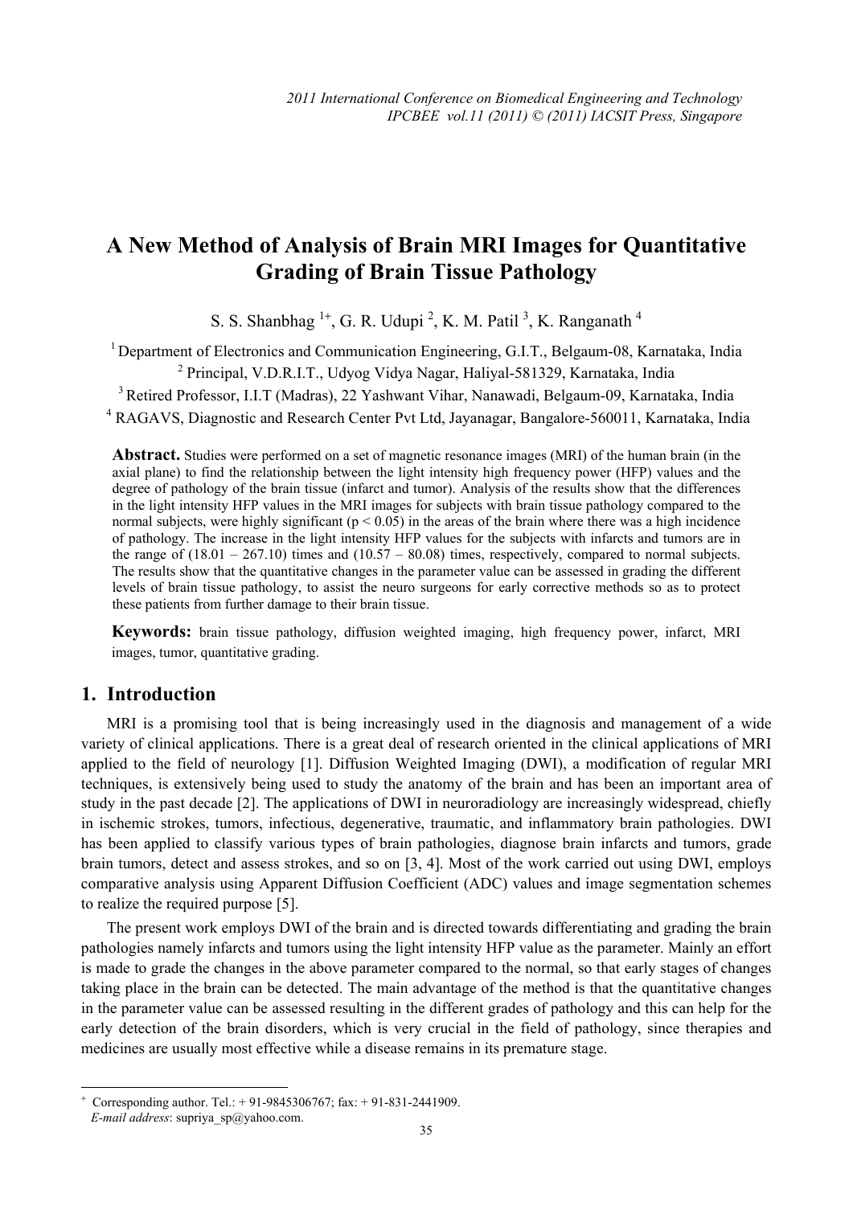# A New Method of Analysis of Brain MRI Images for Quantitative Grading of Brain Tissue Pathology

S. S. Shanbhag [1+], G. R. Udupi [2], K. M. Patil [3], K. Ranganath [4]

[1] Department of Electronics and Communication Engineering, G.I.T., Belgaum-08, Karnataka, India

[2] Principal, V.D.R.I.T., Udyog Vidya Nagar, Haliyal-581329, Karnataka, India

[3] Retired Professor, I.I.T (Madras), 22 Yashwant Vihar, Nanawadi, Belgaum-09, Karnataka, India

[4] RAGAVS, Diagnostic and Research Center Pvt Ltd, Jayanagar, Bangalore-560011, Karnataka, India

**Abstract.** Studies were performed on a set of magnetic resonance images (MRI) of the human brain (in the axial plane) to find the relationship between the light intensity high frequency power (HFP) values and the degree of pathology of the brain tissue (infarct and tumor). Analysis of the results show that the differences in the light intensity HFP values in the MRI images for subjects with brain tissue pathology compared to the normal subjects, were highly significant ($p < 0.05$) in the areas of the brain where there was a high incidence of pathology. The increase in the light intensity HFP values for the subjects with infarcts and tumors are in the range of (18.01 – 267.10) times and (10.57 – 80.08) times, respectively, compared to normal subjects. The results show that the quantitative changes in the parameter value can be assessed in grading the different levels of brain tissue pathology, to assist the neuro surgeons for early corrective methods so as to protect these patients from further damage to their brain tissue.

**Keywords:** brain tissue pathology, diffusion weighted imaging, high frequency power, infarct, MRI images, tumor, quantitative grading.

## 1. Introduction

MRI is a promising tool that is being increasingly used in the diagnosis and management of a wide variety of clinical applications. There is a great deal of research oriented in the clinical applications of MRI applied to the field of neurology [1]. Diffusion Weighted Imaging (DWI), a modification of regular MRI techniques, is extensively being used to study the anatomy of the brain and has been an important area of study in the past decade [2]. The applications of DWI in neuroradiology are increasingly widespread, chiefly in ischemic strokes, tumors, infectious, degenerative, traumatic, and inflammatory brain pathologies. DWI has been applied to classify various types of brain pathologies, diagnose brain infarcts and tumors, grade brain tumors, detect and assess strokes, and so on [3, 4]. Most of the work carried out using DWI, employs comparative analysis using Apparent Diffusion Coefficient (ADC) values and image segmentation schemes to realize the required purpose [5].

The present work employs DWI of the brain and is directed towards differentiating and grading the brain pathologies namely infarcts and tumors using the light intensity HFP value as the parameter. Mainly an effort is made to grade the changes in the above parameter compared to the normal, so that early stages of changes taking place in the brain can be detected. The main advantage of the method is that the quantitative changes in the parameter value can be assessed resulting in the different grades of pathology and this can help for the early detection of the brain disorders, which is very crucial in the field of pathology, since therapies and medicines are usually most effective while a disease remains in its premature stage.

---

+ Corresponding author. Tel.: + 91-9845306767; fax: + 91-831-2441909.
*E-mail address*: supriya_sp@yahoo.com.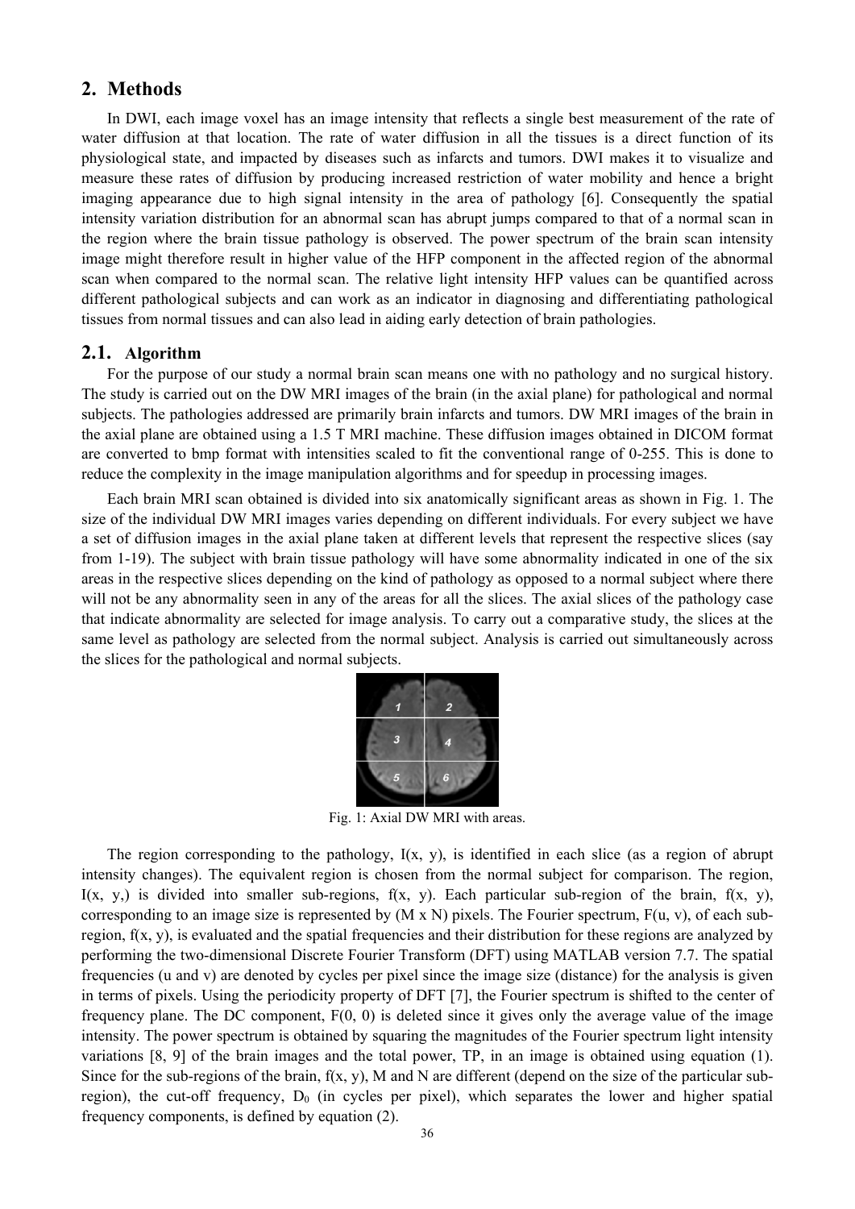## 2. Methods

In DWI, each image voxel has an image intensity that reflects a single best measurement of the rate of water diffusion at that location. The rate of water diffusion in all the tissues is a direct function of its physiological state, and impacted by diseases such as infarcts and tumors. DWI makes it to visualize and measure these rates of diffusion by producing increased restriction of water mobility and hence a bright imaging appearance due to high signal intensity in the area of pathology [6]. Consequently the spatial intensity variation distribution for an abnormal scan has abrupt jumps compared to that of a normal scan in the region where the brain tissue pathology is observed. The power spectrum of the brain scan intensity image might therefore result in higher value of the HFP component in the affected region of the abnormal scan when compared to the normal scan. The relative light intensity HFP values can be quantified across different pathological subjects and can work as an indicator in diagnosing and differentiating pathological tissues from normal tissues and can also lead in aiding early detection of brain pathologies.

### 2.1. Algorithm

For the purpose of our study a normal brain scan means one with no pathology and no surgical history. The study is carried out on the DW MRI images of the brain (in the axial plane) for pathological and normal subjects. The pathologies addressed are primarily brain infarcts and tumors. DW MRI images of the brain in the axial plane are obtained using a 1.5 T MRI machine. These diffusion images obtained in DICOM format are converted to bmp format with intensities scaled to fit the conventional range of 0-255. This is done to reduce the complexity in the image manipulation algorithms and for speedup in processing images.

Each brain MRI scan obtained is divided into six anatomically significant areas as shown in Fig. 1. The size of the individual DW MRI images varies depending on different individuals. For every subject we have a set of diffusion images in the axial plane taken at different levels that represent the respective slices (say from 1-19). The subject with brain tissue pathology will have some abnormality indicated in one of the six areas in the respective slices depending on the kind of pathology as opposed to a normal subject where there will not be any abnormality seen in any of the areas for all the slices. The axial slices of the pathology case that indicate abnormality are selected for image analysis. To carry out a comparative study, the slices at the same level as pathology are selected from the normal subject. Analysis is carried out simultaneously across the slices for the pathological and normal subjects.

Fig. 1: Axial DW MRI with areas.

The region corresponding to the pathology, I(x, y), is identified in each slice (as a region of abrupt intensity changes). The equivalent region is chosen from the normal subject for comparison. The region, I(x, y,) is divided into smaller sub-regions, f(x, y). Each particular sub-region of the brain, f(x, y), corresponding to an image size is represented by (M x N) pixels. The Fourier spectrum, F(u, v), of each sub-region, f(x, y), is evaluated and the spatial frequencies and their distribution for these regions are analyzed by performing the two-dimensional Discrete Fourier Transform (DFT) using MATLAB version 7.7. The spatial frequencies (u and v) are denoted by cycles per pixel since the image size (distance) for the analysis is given in terms of pixels. Using the periodicity property of DFT [7], the Fourier spectrum is shifted to the center of frequency plane. The DC component, F(0, 0) is deleted since it gives only the average value of the image intensity. The power spectrum is obtained by squaring the magnitudes of the Fourier spectrum light intensity variations [8, 9] of the brain images and the total power, TP, in an image is obtained using equation (1). Since for the sub-regions of the brain, f(x, y), M and N are different (depend on the size of the particular sub-region), the cut-off frequency, $D_0$ (in cycles per pixel), which separates the lower and higher spatial frequency components, is defined by equation (2).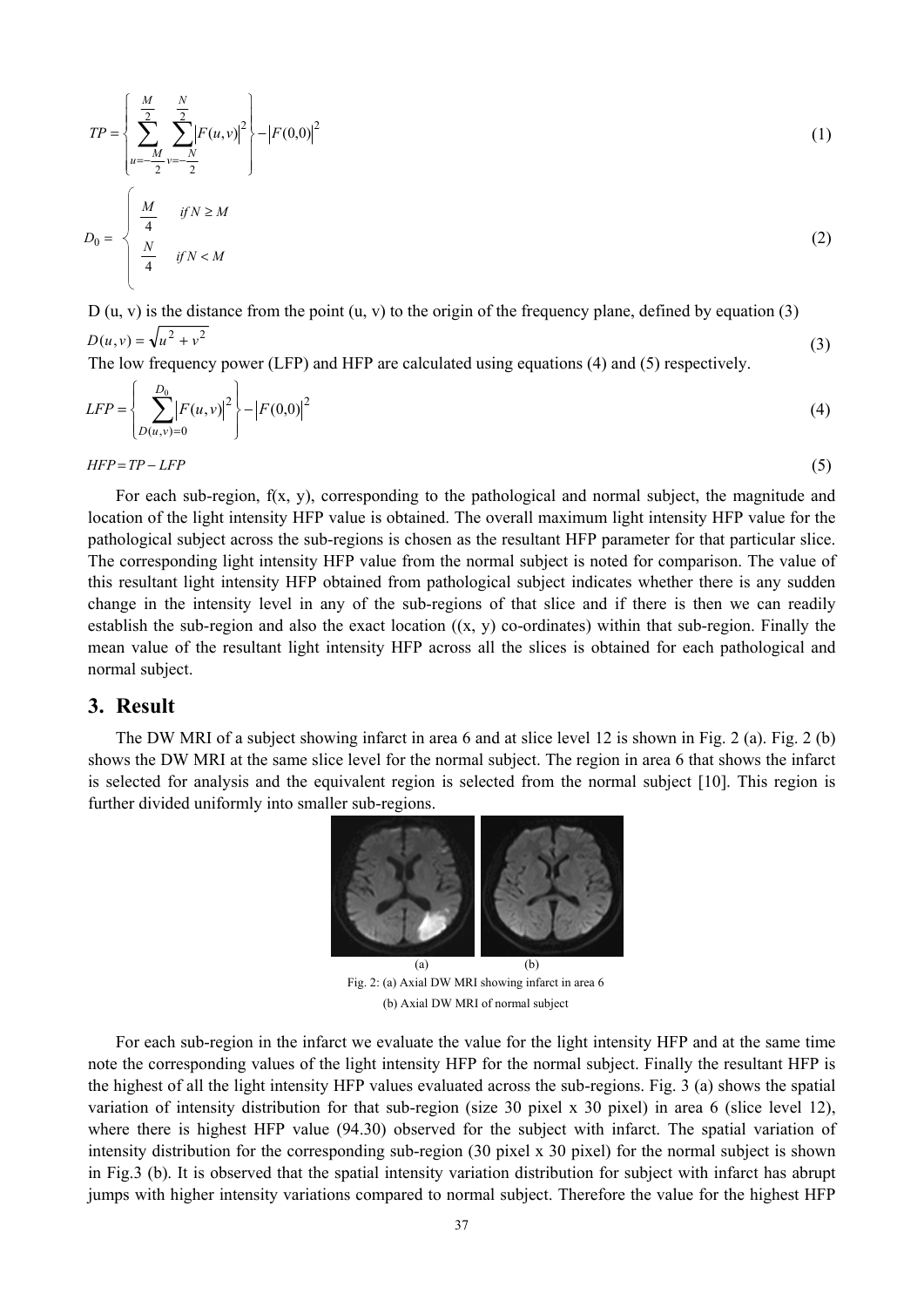$$TP = \left\{ \sum_{u=-\frac{M}{2}}^{\frac{M}{2}} \sum_{v=-\frac{N}{2}}^{\frac{N}{2}} \left| F(u,v) \right|^2 \right\} - \left| F(0,0) \right|^2 \tag{1}$$

$$D_0 = \begin{cases} \frac{M}{4} & if\ N \geq M \\ \frac{N}{4} & if\ N < M \end{cases} \tag{2}$$

D (u, v) is the distance from the point (u, v) to the origin of the frequency plane, defined by equation (3)

$$D(u,v) = \sqrt{u^2 + v^2} \tag{3}$$

The low frequency power (LFP) and HFP are calculated using equations (4) and (5) respectively.

$$LFP = \left\{ \sum_{D(u,v)=0}^{D_0} \left| F(u,v) \right|^2 \right\} - \left| F(0,0) \right|^2 \tag{4}$$

$$HFP = TP - LFP \tag{5}$$

For each sub-region, f(x, y), corresponding to the pathological and normal subject, the magnitude and location of the light intensity HFP value is obtained. The overall maximum light intensity HFP value for the pathological subject across the sub-regions is chosen as the resultant HFP parameter for that particular slice. The corresponding light intensity HFP value from the normal subject is noted for comparison. The value of this resultant light intensity HFP obtained from pathological subject indicates whether there is any sudden change in the intensity level in any of the sub-regions of that slice and if there is then we can readily establish the sub-region and also the exact location ((x, y) co-ordinates) within that sub-region. Finally the mean value of the resultant light intensity HFP across all the slices is obtained for each pathological and normal subject.

## 3. Result

The DW MRI of a subject showing infarct in area 6 and at slice level 12 is shown in Fig. 2 (a). Fig. 2 (b) shows the DW MRI at the same slice level for the normal subject. The region in area 6 that shows the infarct is selected for analysis and the equivalent region is selected from the normal subject [10]. This region is further divided uniformly into smaller sub-regions.

(a) (b)

Fig. 2: (a) Axial DW MRI showing infarct in area 6
(b) Axial DW MRI of normal subject

For each sub-region in the infarct we evaluate the value for the light intensity HFP and at the same time note the corresponding values of the light intensity HFP for the normal subject. Finally the resultant HFP is the highest of all the light intensity HFP values evaluated across the sub-regions. Fig. 3 (a) shows the spatial variation of intensity distribution for that sub-region (size 30 pixel x 30 pixel) in area 6 (slice level 12), where there is highest HFP value (94.30) observed for the subject with infarct. The spatial variation of intensity distribution for the corresponding sub-region (30 pixel x 30 pixel) for the normal subject is shown in Fig.3 (b). It is observed that the spatial intensity variation distribution for subject with infarct has abrupt jumps with higher intensity variations compared to normal subject. Therefore the value for the highest HFP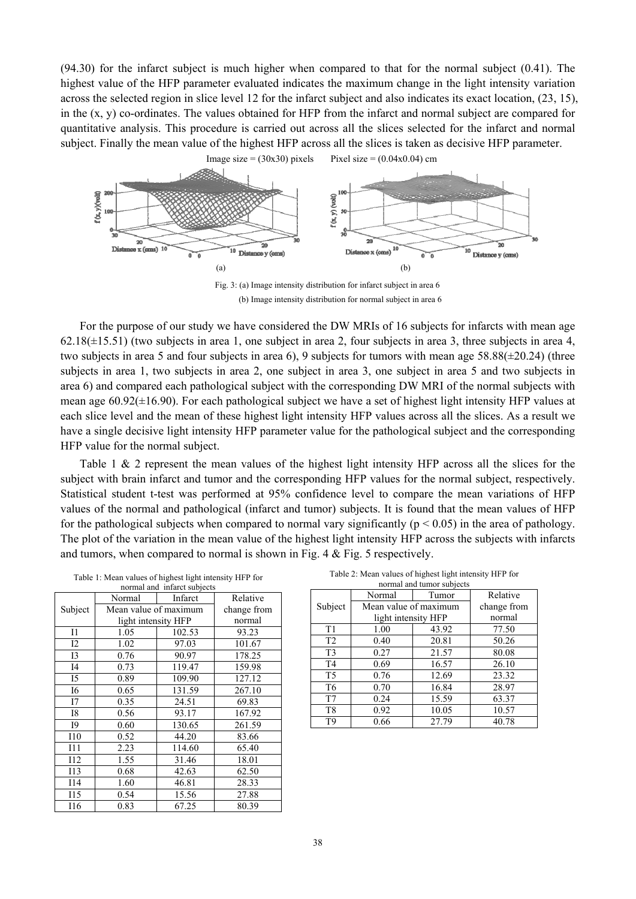(94.30) for the infarct subject is much higher when compared to that for the normal subject (0.41). The highest value of the HFP parameter evaluated indicates the maximum change in the light intensity variation across the selected region in slice level 12 for the infarct subject and also indicates its exact location, (23, 15), in the (x, y) co-ordinates. The values obtained for HFP from the infarct and normal subject are compared for quantitative analysis. This procedure is carried out across all the slices selected for the infarct and normal subject. Finally the mean value of the highest HFP across all the slices is taken as decisive HFP parameter.

Image size = (30x30) pixels  Pixel size = (0.04x0.04) cm

Fig. 3: (a) Image intensity distribution for infarct subject in area 6
(b) Image intensity distribution for normal subject in area 6

For the purpose of our study we have considered the DW MRIs of 16 subjects for infarcts with mean age 62.18(±15.51) (two subjects in area 1, one subject in area 2, four subjects in area 3, three subjects in area 4, two subjects in area 5 and four subjects in area 6), 9 subjects for tumors with mean age 58.88(±20.24) (three subjects in area 1, two subjects in area 2, one subject in area 3, one subject in area 5 and two subjects in area 6) and compared each pathological subject with the corresponding DW MRI of the normal subjects with mean age 60.92(±16.90). For each pathological subject we have a set of highest light intensity HFP values at each slice level and the mean of these highest light intensity HFP values across all the slices. As a result we have a single decisive light intensity HFP parameter value for the pathological subject and the corresponding HFP value for the normal subject.

Table 1 & 2 represent the mean values of the highest light intensity HFP across all the slices for the subject with brain infarct and tumor and the corresponding HFP values for the normal subject, respectively. Statistical student t-test was performed at 95% confidence level to compare the mean variations of HFP values of the normal and pathological (infarct and tumor) subjects. It is found that the mean values of HFP for the pathological subjects when compared to normal vary significantly ($p < 0.05$) in the area of pathology. The plot of the variation in the mean value of the highest light intensity HFP across the subjects with infarcts and tumors, when compared to normal is shown in Fig. 4 & Fig. 5 respectively.

Table 1: Mean values of highest light intensity HFP for normal and infarct subjects

| Subject | Normal | Infarct | Relative change from normal |
|---|---|---|---|
| | Mean value of maximum light intensity HFP | | |
| I1 | 1.05 | 102.53 | 93.23 |
| I2 | 1.02 | 97.03 | 101.67 |
| I3 | 0.76 | 90.97 | 178.25 |
| I4 | 0.73 | 119.47 | 159.98 |
| I5 | 0.89 | 109.90 | 127.12 |
| I6 | 0.65 | 131.59 | 267.10 |
| I7 | 0.35 | 24.51 | 69.83 |
| I8 | 0.56 | 93.17 | 167.92 |
| I9 | 0.60 | 130.65 | 261.59 |
| I10 | 0.52 | 44.20 | 83.66 |
| I11 | 2.23 | 114.60 | 65.40 |
| I12 | 1.55 | 31.46 | 18.01 |
| I13 | 0.68 | 42.63 | 62.50 |
| I14 | 1.60 | 46.81 | 28.33 |
| I15 | 0.54 | 15.56 | 27.88 |
| I16 | 0.83 | 67.25 | 80.39 |

Table 2: Mean values of highest light intensity HFP for normal and tumor subjects

| Subject | Normal | Tumor | Relative change from normal |
|---|---|---|---|
| | Mean value of maximum light intensity HFP | | |
| T1 | 1.00 | 43.92 | 77.50 |
| T2 | 0.40 | 20.81 | 50.26 |
| T3 | 0.27 | 21.57 | 80.08 |
| T4 | 0.69 | 16.57 | 26.10 |
| T5 | 0.76 | 12.69 | 23.32 |
| T6 | 0.70 | 16.84 | 28.97 |
| T7 | 0.24 | 15.59 | 63.37 |
| T8 | 0.92 | 10.05 | 10.57 |
| T9 | 0.66 | 27.79 | 40.78 |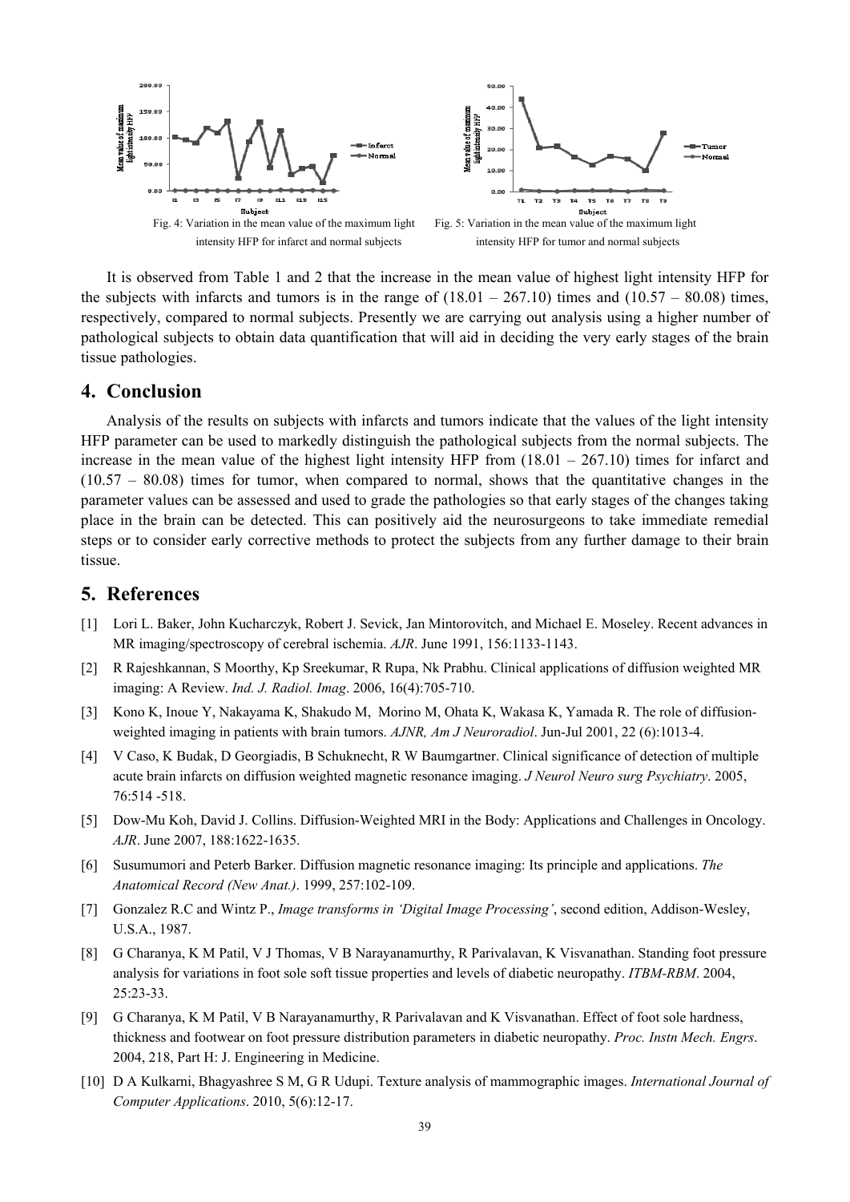200.00
150.00
100.00
50.00
0.00

Mean value of maximum light intensity HFP

Infarct
Normal

I1 I3 I5 I7 I9 I11 I13 I15

Subject

Fig. 4: Variation in the mean value of the maximum light intensity HFP for infarct and normal subjects

50.00
40.00
30.00
20.00
10.00
0.00

Mean value of maximum light intensity HFP

Tumor
Normal

T1 T2 T3 T4 T5 T6 T7 T8 T9

Subject

Fig. 5: Variation in the mean value of the maximum light intensity HFP for tumor and normal subjects

It is observed from Table 1 and 2 that the increase in the mean value of highest light intensity HFP for the subjects with infarcts and tumors is in the range of (18.01 – 267.10) times and (10.57 – 80.08) times, respectively, compared to normal subjects. Presently we are carrying out analysis using a higher number of pathological subjects to obtain data quantification that will aid in deciding the very early stages of the brain tissue pathologies.

## 4. Conclusion

Analysis of the results on subjects with infarcts and tumors indicate that the values of the light intensity HFP parameter can be used to markedly distinguish the pathological subjects from the normal subjects. The increase in the mean value of the highest light intensity HFP from (18.01 – 267.10) times for infarct and (10.57 – 80.08) times for tumor, when compared to normal, shows that the quantitative changes in the parameter values can be assessed and used to grade the pathologies so that early stages of the changes taking place in the brain can be detected. This can positively aid the neurosurgeons to take immediate remedial steps or to consider early corrective methods to protect the subjects from any further damage to their brain tissue.

## 5. References

[1] Lori L. Baker, John Kucharczyk, Robert J. Sevick, Jan Mintorovitch, and Michael E. Moseley. Recent advances in MR imaging/spectroscopy of cerebral ischemia. *AJR*. June 1991, 156:1133-1143.

[2] R Rajeshkannan, S Moorthy, Kp Sreekumar, R Rupa, Nk Prabhu. Clinical applications of diffusion weighted MR imaging: A Review. *Ind. J. Radiol. Imag*. 2006, 16(4):705-710.

[3] Kono K, Inoue Y, Nakayama K, Shakudo M, Morino M, Ohata K, Wakasa K, Yamada R. The role of diffusion-weighted imaging in patients with brain tumors. *AJNR, Am J Neuroradiol*. Jun-Jul 2001, 22 (6):1013-4.

[4] V Caso, K Budak, D Georgiadis, B Schuknecht, R W Baumgartner. Clinical significance of detection of multiple acute brain infarcts on diffusion weighted magnetic resonance imaging. *J Neurol Neuro surg Psychiatry*. 2005, 76:514 -518.

[5] Dow-Mu Koh, David J. Collins. Diffusion-Weighted MRI in the Body: Applications and Challenges in Oncology. *AJR*. June 2007, 188:1622-1635.

[6] Susumumori and Peterb Barker. Diffusion magnetic resonance imaging: Its principle and applications. *The Anatomical Record (New Anat.)*. 1999, 257:102-109.

[7] Gonzalez R.C and Wintz P., *Image transforms in 'Digital Image Processing'*, second edition, Addison-Wesley, U.S.A., 1987.

[8] G Charanya, K M Patil, V J Thomas, V B Narayanamurthy, R Parivalavan, K Visvanathan. Standing foot pressure analysis for variations in foot sole soft tissue properties and levels of diabetic neuropathy. *ITBM-RBM*. 2004, 25:23-33.

[9] G Charanya, K M Patil, V B Narayanamurthy, R Parivalavan and K Visvanathan. Effect of foot sole hardness, thickness and footwear on foot pressure distribution parameters in diabetic neuropathy. *Proc. Instn Mech. Engrs*. 2004, 218, Part H: J. Engineering in Medicine.

[10] D A Kulkarni, Bhagyashree S M, G R Udupi. Texture analysis of mammographic images. *International Journal of Computer Applications*. 2010, 5(6):12-17.